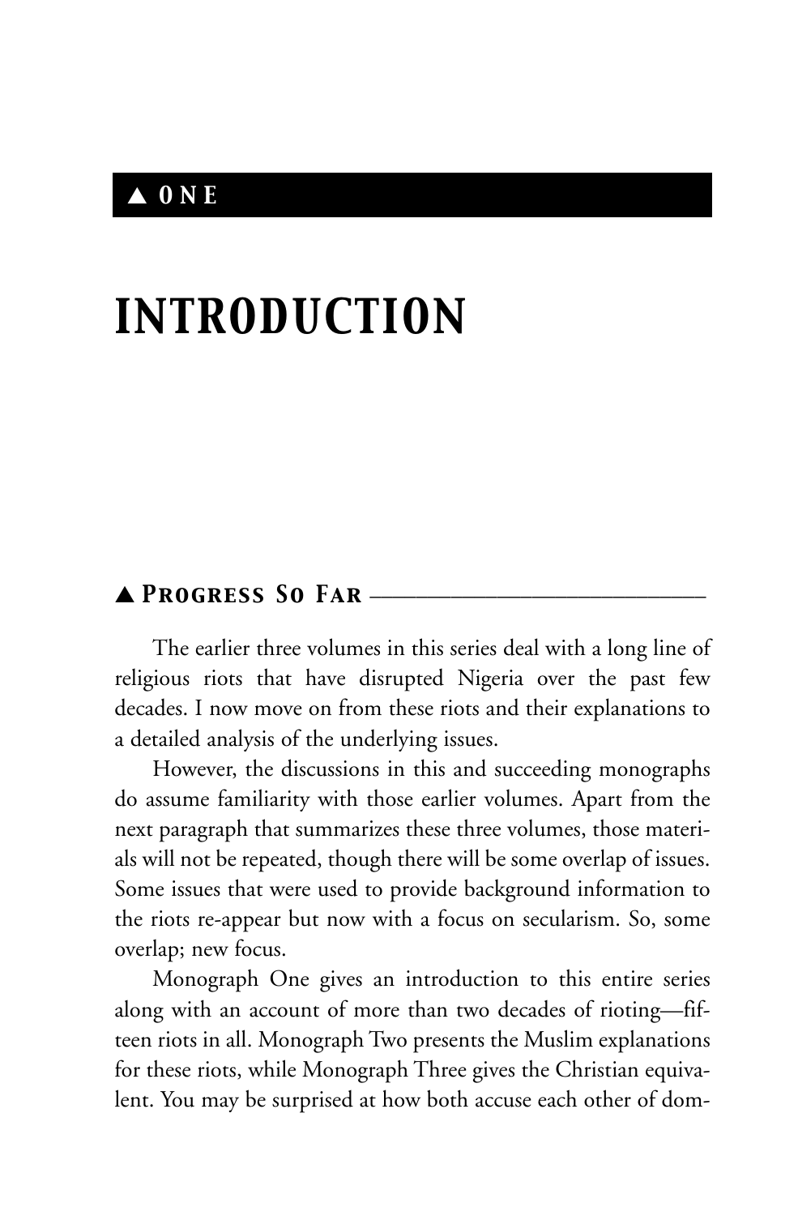# ▲ ONE

# INTRODUCTION

## ▲ Progress So Far

The earlier three volumes in this series deal with a long line of religious riots that have disrupted Nigeria over the past few decades. I now move on from these riots and their explanations to a detailed analysis of the underlying issues.

However, the discussions in this and succeeding monographs do assume familiarity with those earlier volumes. Apart from the next paragraph that summarizes these three volumes, those materials will not be repeated, though there will be some overlap of issues. Some issues that were used to provide background information to the riots re-appear but now with a focus on secularism. So, some overlap; new focus.

Monograph One gives an introduction to this entire series along with an account of more than two decades of rioting—fifteen riots in all. Monograph Two presents the Muslim explanations for these riots, while Monograph Three gives the Christian equivalent. You may be surprised at how both accuse each other of dom-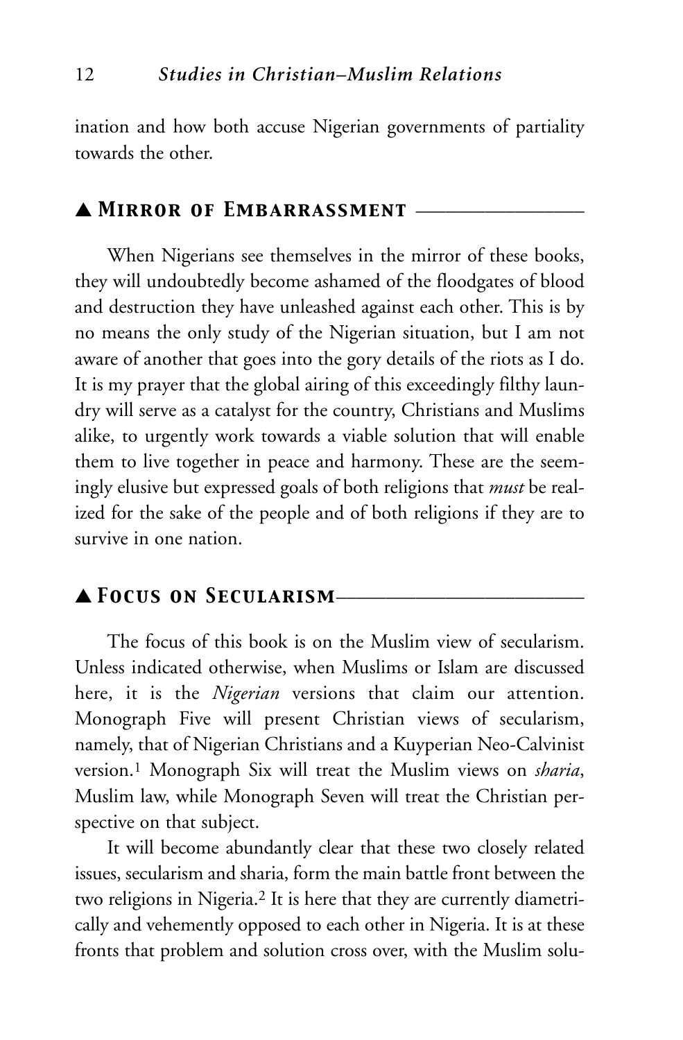ination and how both accuse Nigerian governments of partiality towards the other.

## ▲ Mirror of Embarrassment

When Nigerians see themselves in the mirror of these books, they will undoubtedly become ashamed of the floodgates of blood and destruction they have unleashed against each other. This is by no means the only study of the Nigerian situation, but I am not aware of another that goes into the gory details of the riots as I do. It is my prayer that the global airing of this exceedingly filthy laundry will serve as a catalyst for the country, Christians and Muslims alike, to urgently work towards a viable solution that will enable them to live together in peace and harmony. These are the seemingly elusive but expressed goals of both religions that *must* be realized for the sake of the people and of both religions if they are to survive in one nation.

## ▲ Focus on Secularism

The focus of this book is on the Muslim view of secularism. Unless indicated otherwise, when Muslims or Islam are discussed here, it is the *Nigerian* versions that claim our attention. Monograph Five will present Christian views of secularism, namely, that of Nigerian Christians and a Kuyperian Neo-Calvinist version.[1] Monograph Six will treat the Muslim views on *sharia*, Muslim law, while Monograph Seven will treat the Christian perspective on that subject.

It will become abundantly clear that these two closely related issues, secularism and sharia, form the main battle front between the two religions in Nigeria.[2] It is here that they are currently diametrically and vehemently opposed to each other in Nigeria. It is at these fronts that problem and solution cross over, with the Muslim solu-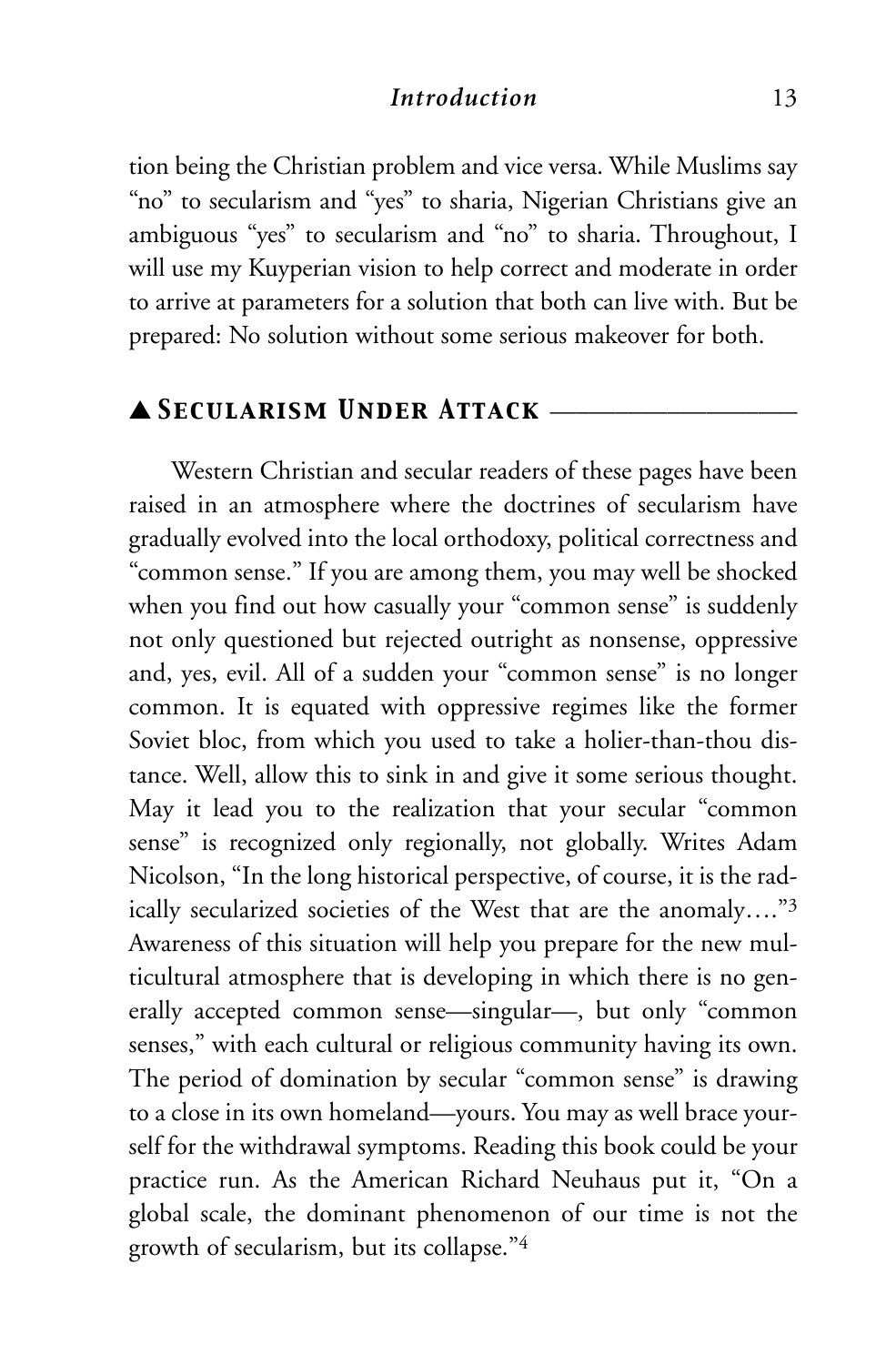tion being the Christian problem and vice versa. While Muslims say "no" to secularism and "yes" to sharia, Nigerian Christians give an ambiguous "yes" to secularism and "no" to sharia. Throughout, I will use my Kuyperian vision to help correct and moderate in order to arrive at parameters for a solution that both can live with. But be prepared: No solution without some serious makeover for both.

## ▲ *Secularism Under Attack*

Western Christian and secular readers of these pages have been raised in an atmosphere where the doctrines of secularism have gradually evolved into the local orthodoxy, political correctness and "common sense." If you are among them, you may well be shocked when you find out how casually your "common sense" is suddenly not only questioned but rejected outright as nonsense, oppressive and, yes, evil. All of a sudden your "common sense" is no longer common. It is equated with oppressive regimes like the former Soviet bloc, from which you used to take a holier-than-thou distance. Well, allow this to sink in and give it some serious thought. May it lead you to the realization that your secular "common sense" is recognized only regionally, not globally. Writes Adam Nicolson, "In the long historical perspective, of course, it is the radically secularized societies of the West that are the anomaly…."[3] Awareness of this situation will help you prepare for the new multicultural atmosphere that is developing in which there is no generally accepted common sense—singular—, but only "common senses," with each cultural or religious community having its own. The period of domination by secular "common sense" is drawing to a close in its own homeland—yours. You may as well brace yourself for the withdrawal symptoms. Reading this book could be your practice run. As the American Richard Neuhaus put it, "On a global scale, the dominant phenomenon of our time is not the growth of secularism, but its collapse."[4]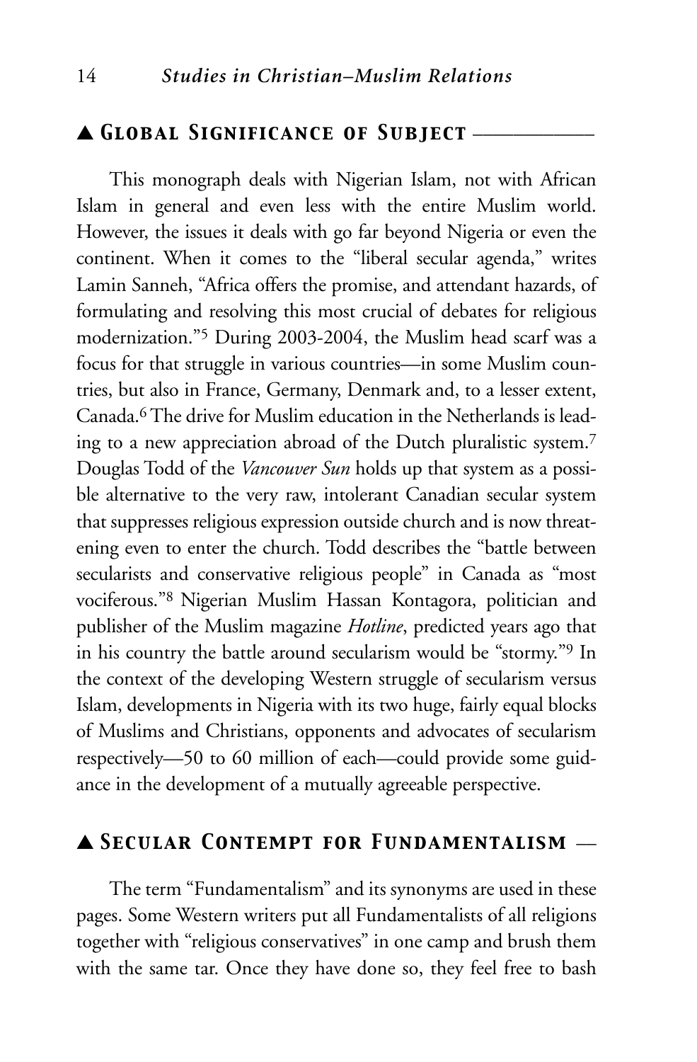## ▲ Global Significance of Subject

This monograph deals with Nigerian Islam, not with African Islam in general and even less with the entire Muslim world. However, the issues it deals with go far beyond Nigeria or even the continent. When it comes to the "liberal secular agenda," writes Lamin Sanneh, "Africa offers the promise, and attendant hazards, of formulating and resolving this most crucial of debates for religious modernization."[5] During 2003-2004, the Muslim head scarf was a focus for that struggle in various countries—in some Muslim countries, but also in France, Germany, Denmark and, to a lesser extent, Canada.[6] The drive for Muslim education in the Netherlands is leading to a new appreciation abroad of the Dutch pluralistic system.[7] Douglas Todd of the *Vancouver Sun* holds up that system as a possible alternative to the very raw, intolerant Canadian secular system that suppresses religious expression outside church and is now threatening even to enter the church. Todd describes the "battle between secularists and conservative religious people" in Canada as "most vociferous."[8] Nigerian Muslim Hassan Kontagora, politician and publisher of the Muslim magazine *Hotline*, predicted years ago that in his country the battle around secularism would be "stormy."[9] In the context of the developing Western struggle of secularism versus Islam, developments in Nigeria with its two huge, fairly equal blocks of Muslims and Christians, opponents and advocates of secularism respectively—50 to 60 million of each—could provide some guidance in the development of a mutually agreeable perspective.

## ▲ Secular Contempt for Fundamentalism

The term "Fundamentalism" and its synonyms are used in these pages. Some Western writers put all Fundamentalists of all religions together with "religious conservatives" in one camp and brush them with the same tar. Once they have done so, they feel free to bash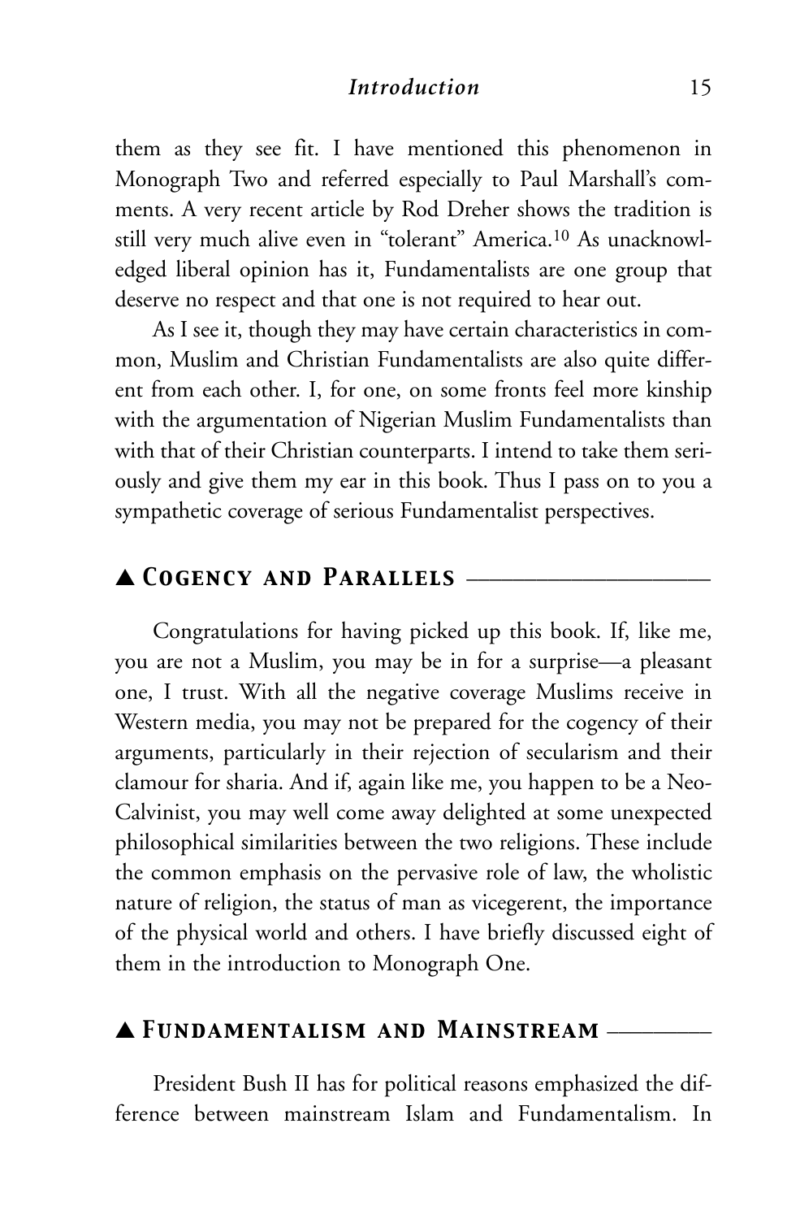them as they see fit. I have mentioned this phenomenon in Monograph Two and referred especially to Paul Marshall's comments. A very recent article by Rod Dreher shows the tradition is still very much alive even in "tolerant" America.[10] As unacknowledged liberal opinion has it, Fundamentalists are one group that deserve no respect and that one is not required to hear out.

As I see it, though they may have certain characteristics in common, Muslim and Christian Fundamentalists are also quite different from each other. I, for one, on some fronts feel more kinship with the argumentation of Nigerian Muslim Fundamentalists than with that of their Christian counterparts. I intend to take them seriously and give them my ear in this book. Thus I pass on to you a sympathetic coverage of serious Fundamentalist perspectives.

## ▲ *Cogency and Parallels*

Congratulations for having picked up this book. If, like me, you are not a Muslim, you may be in for a surprise—a pleasant one, I trust. With all the negative coverage Muslims receive in Western media, you may not be prepared for the cogency of their arguments, particularly in their rejection of secularism and their clamour for sharia. And if, again like me, you happen to be a Neo-Calvinist, you may well come away delighted at some unexpected philosophical similarities between the two religions. These include the common emphasis on the pervasive role of law, the wholistic nature of religion, the status of man as vicegerent, the importance of the physical world and others. I have briefly discussed eight of them in the introduction to Monograph One.

## ▲ *Fundamentalism and Mainstream*

President Bush II has for political reasons emphasized the difference between mainstream Islam and Fundamentalism. In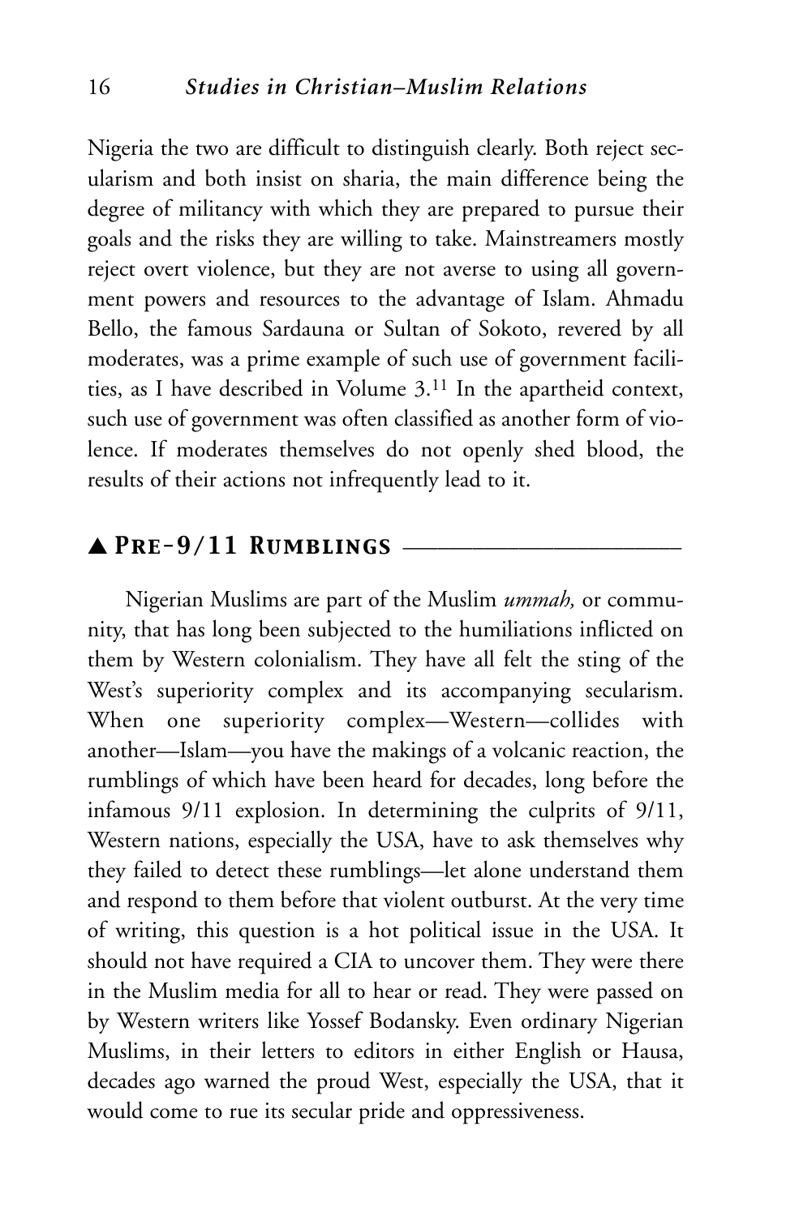Nigeria the two are difficult to distinguish clearly. Both reject secularism and both insist on sharia, the main difference being the degree of militancy with which they are prepared to pursue their goals and the risks they are willing to take. Mainstreamers mostly reject overt violence, but they are not averse to using all government powers and resources to the advantage of Islam. Ahmadu Bello, the famous Sardauna or Sultan of Sokoto, revered by all moderates, was a prime example of such use of government facilities, as I have described in Volume 3.[11] In the apartheid context, such use of government was often classified as another form of violence. If moderates themselves do not openly shed blood, the results of their actions not infrequently lead to it.

## ▲ Pre-9/11 Rumblings

Nigerian Muslims are part of the Muslim *ummah,* or community, that has long been subjected to the humiliations inflicted on them by Western colonialism. They have all felt the sting of the West's superiority complex and its accompanying secularism. When one superiority complex—Western—collides with another—Islam—you have the makings of a volcanic reaction, the rumblings of which have been heard for decades, long before the infamous 9/11 explosion. In determining the culprits of 9/11, Western nations, especially the USA, have to ask themselves why they failed to detect these rumblings—let alone understand them and respond to them before that violent outburst. At the very time of writing, this question is a hot political issue in the USA. It should not have required a CIA to uncover them. They were there in the Muslim media for all to hear or read. They were passed on by Western writers like Yossef Bodansky. Even ordinary Nigerian Muslims, in their letters to editors in either English or Hausa, decades ago warned the proud West, especially the USA, that it would come to rue its secular pride and oppressiveness.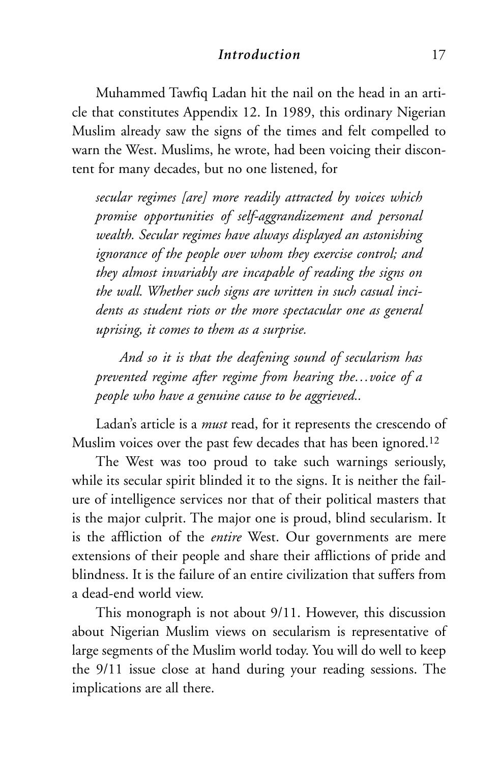Muhammed Tawfiq Ladan hit the nail on the head in an article that constitutes Appendix 12. In 1989, this ordinary Nigerian Muslim already saw the signs of the times and felt compelled to warn the West. Muslims, he wrote, had been voicing their discontent for many decades, but no one listened, for

> *secular regimes [are] more readily attracted by voices which promise opportunities of self-aggrandizement and personal wealth. Secular regimes have always displayed an astonishing ignorance of the people over whom they exercise control; and they almost invariably are incapable of reading the signs on the wall. Whether such signs are written in such casual incidents as student riots or the more spectacular one as general uprising, it comes to them as a surprise.*
>
> *And so it is that the deafening sound of secularism has prevented regime after regime from hearing the…voice of a people who have a genuine cause to be aggrieved..*

Ladan's article is a *must* read, for it represents the crescendo of Muslim voices over the past few decades that has been ignored.[12]

The West was too proud to take such warnings seriously, while its secular spirit blinded it to the signs. It is neither the failure of intelligence services nor that of their political masters that is the major culprit. The major one is proud, blind secularism. It is the affliction of the *entire* West. Our governments are mere extensions of their people and share their afflictions of pride and blindness. It is the failure of an entire civilization that suffers from a dead-end world view.

This monograph is not about 9/11. However, this discussion about Nigerian Muslim views on secularism is representative of large segments of the Muslim world today. You will do well to keep the 9/11 issue close at hand during your reading sessions. The implications are all there.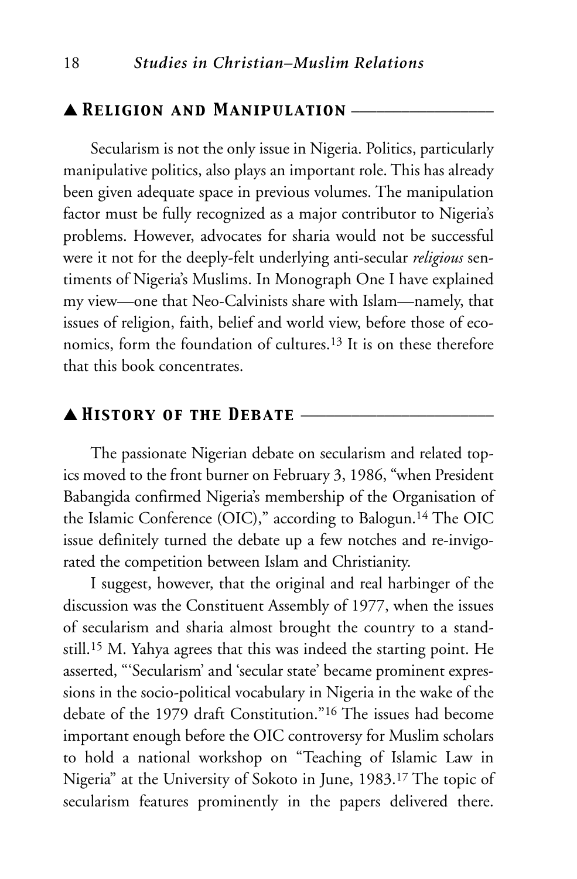## ▲ Religion and Manipulation

Secularism is not the only issue in Nigeria. Politics, particularly manipulative politics, also plays an important role. This has already been given adequate space in previous volumes. The manipulation factor must be fully recognized as a major contributor to Nigeria's problems. However, advocates for sharia would not be successful were it not for the deeply-felt underlying anti-secular *religious* sentiments of Nigeria's Muslims. In Monograph One I have explained my view—one that Neo-Calvinists share with Islam—namely, that issues of religion, faith, belief and world view, before those of economics, form the foundation of cultures.[13] It is on these therefore that this book concentrates.

## ▲ History of the Debate

The passionate Nigerian debate on secularism and related topics moved to the front burner on February 3, 1986, "when President Babangida confirmed Nigeria's membership of the Organisation of the Islamic Conference (OIC)," according to Balogun.[14] The OIC issue definitely turned the debate up a few notches and re-invigorated the competition between Islam and Christianity.

I suggest, however, that the original and real harbinger of the discussion was the Constituent Assembly of 1977, when the issues of secularism and sharia almost brought the country to a standstill.[15] M. Yahya agrees that this was indeed the starting point. He asserted, "'Secularism' and 'secular state' became prominent expressions in the socio-political vocabulary in Nigeria in the wake of the debate of the 1979 draft Constitution."[16] The issues had become important enough before the OIC controversy for Muslim scholars to hold a national workshop on "Teaching of Islamic Law in Nigeria" at the University of Sokoto in June, 1983.[17] The topic of secularism features prominently in the papers delivered there.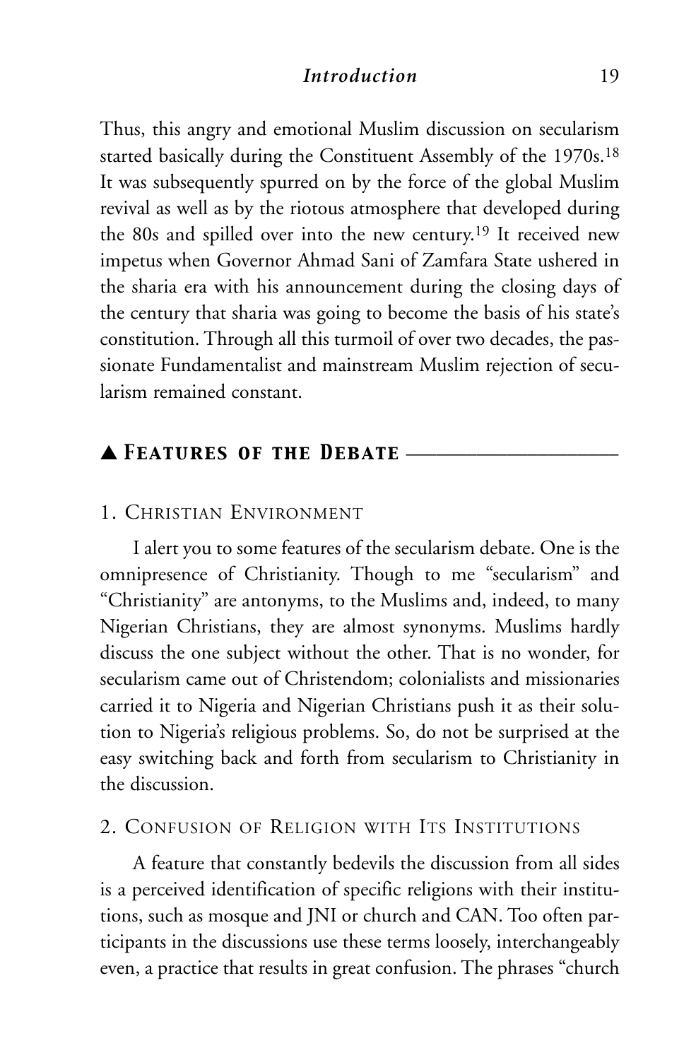Thus, this angry and emotional Muslim discussion on secularism started basically during the Constituent Assembly of the 1970s.[18] It was subsequently spurred on by the force of the global Muslim revival as well as by the riotous atmosphere that developed during the 80s and spilled over into the new century.[19] It received new impetus when Governor Ahmad Sani of Zamfara State ushered in the sharia era with his announcement during the closing days of the century that sharia was going to become the basis of his state's constitution. Through all this turmoil of over two decades, the passionate Fundamentalist and mainstream Muslim rejection of secularism remained constant.

## ▲ *Features of the Debate*

### 1. Christian Environment

I alert you to some features of the secularism debate. One is the omnipresence of Christianity. Though to me "secularism" and "Christianity" are antonyms, to the Muslims and, indeed, to many Nigerian Christians, they are almost synonyms. Muslims hardly discuss the one subject without the other. That is no wonder, for secularism came out of Christendom; colonialists and missionaries carried it to Nigeria and Nigerian Christians push it as their solution to Nigeria's religious problems. So, do not be surprised at the easy switching back and forth from secularism to Christianity in the discussion.

### 2. Confusion of Religion with Its Institutions

A feature that constantly bedevils the discussion from all sides is a perceived identification of specific religions with their institutions, such as mosque and JNI or church and CAN. Too often participants in the discussions use these terms loosely, interchangeably even, a practice that results in great confusion. The phrases "church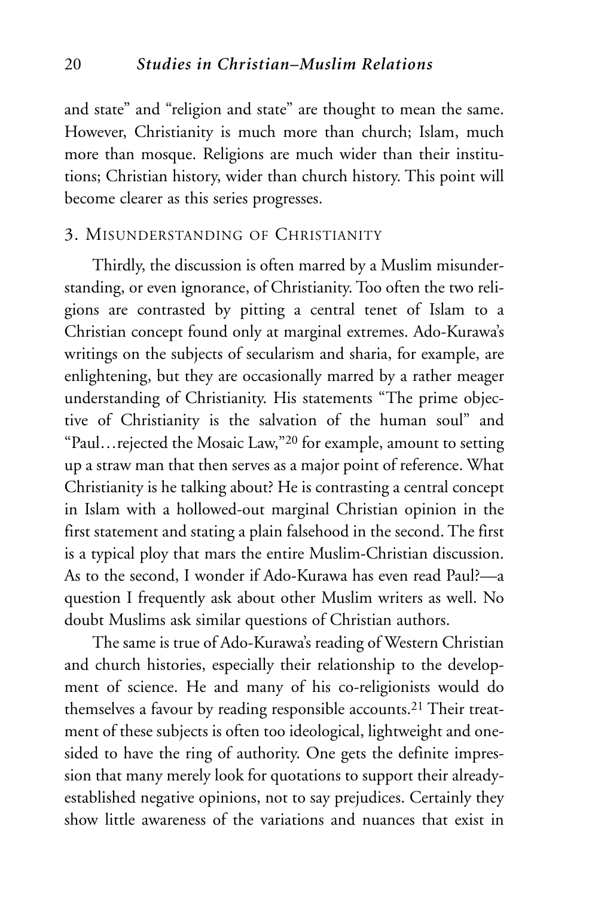and state" and "religion and state" are thought to mean the same. However, Christianity is much more than church; Islam, much more than mosque. Religions are much wider than their institutions; Christian history, wider than church history. This point will become clearer as this series progresses.

## 3. Misunderstanding of Christianity

Thirdly, the discussion is often marred by a Muslim misunderstanding, or even ignorance, of Christianity. Too often the two religions are contrasted by pitting a central tenet of Islam to a Christian concept found only at marginal extremes. Ado-Kurawa's writings on the subjects of secularism and sharia, for example, are enlightening, but they are occasionally marred by a rather meager understanding of Christianity. His statements "The prime objective of Christianity is the salvation of the human soul" and "Paul…rejected the Mosaic Law,"[20] for example, amount to setting up a straw man that then serves as a major point of reference. What Christianity is he talking about? He is contrasting a central concept in Islam with a hollowed-out marginal Christian opinion in the first statement and stating a plain falsehood in the second. The first is a typical ploy that mars the entire Muslim-Christian discussion. As to the second, I wonder if Ado-Kurawa has even read Paul?—a question I frequently ask about other Muslim writers as well. No doubt Muslims ask similar questions of Christian authors.

The same is true of Ado-Kurawa's reading of Western Christian and church histories, especially their relationship to the development of science. He and many of his co-religionists would do themselves a favour by reading responsible accounts.[21] Their treatment of these subjects is often too ideological, lightweight and one-sided to have the ring of authority. One gets the definite impression that many merely look for quotations to support their already-established negative opinions, not to say prejudices. Certainly they show little awareness of the variations and nuances that exist in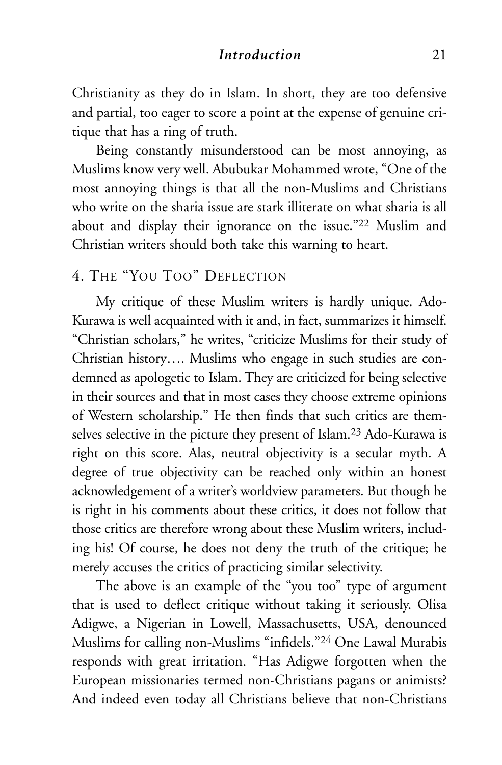Christianity as they do in Islam. In short, they are too defensive and partial, too eager to score a point at the expense of genuine critique that has a ring of truth.

Being constantly misunderstood can be most annoying, as Muslims know very well. Abubukar Mohammed wrote, "One of the most annoying things is that all the non-Muslims and Christians who write on the sharia issue are stark illiterate on what sharia is all about and display their ignorance on the issue."[22] Muslim and Christian writers should both take this warning to heart.

## 4. The "You Too" Deflection

My critique of these Muslim writers is hardly unique. Ado-Kurawa is well acquainted with it and, in fact, summarizes it himself. "Christian scholars," he writes, "criticize Muslims for their study of Christian history…. Muslims who engage in such studies are condemned as apologetic to Islam. They are criticized for being selective in their sources and that in most cases they choose extreme opinions of Western scholarship." He then finds that such critics are themselves selective in the picture they present of Islam.[23] Ado-Kurawa is right on this score. Alas, neutral objectivity is a secular myth. A degree of true objectivity can be reached only within an honest acknowledgement of a writer's worldview parameters. But though he is right in his comments about these critics, it does not follow that those critics are therefore wrong about these Muslim writers, including his! Of course, he does not deny the truth of the critique; he merely accuses the critics of practicing similar selectivity.

The above is an example of the "you too" type of argument that is used to deflect critique without taking it seriously. Olisa Adigwe, a Nigerian in Lowell, Massachusetts, USA, denounced Muslims for calling non-Muslims "infidels."[24] One Lawal Murabis responds with great irritation. "Has Adigwe forgotten when the European missionaries termed non-Christians pagans or animists? And indeed even today all Christians believe that non-Christians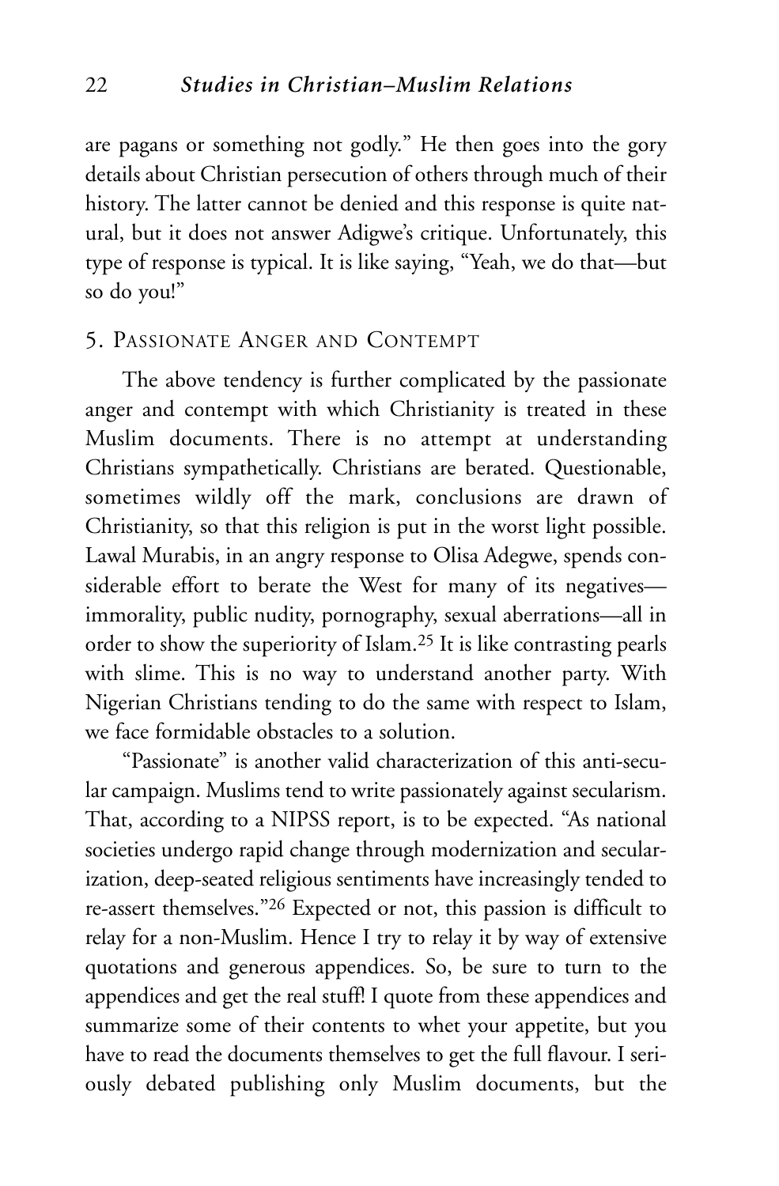are pagans or something not godly." He then goes into the gory details about Christian persecution of others through much of their history. The latter cannot be denied and this response is quite natural, but it does not answer Adigwe's critique. Unfortunately, this type of response is typical. It is like saying, "Yeah, we do that—but so do you!"

## 5. Passionate Anger and Contempt

The above tendency is further complicated by the passionate anger and contempt with which Christianity is treated in these Muslim documents. There is no attempt at understanding Christians sympathetically. Christians are berated. Questionable, sometimes wildly off the mark, conclusions are drawn of Christianity, so that this religion is put in the worst light possible. Lawal Murabis, in an angry response to Olisa Adegwe, spends considerable effort to berate the West for many of its negatives—immorality, public nudity, pornography, sexual aberrations—all in order to show the superiority of Islam.[25] It is like contrasting pearls with slime. This is no way to understand another party. With Nigerian Christians tending to do the same with respect to Islam, we face formidable obstacles to a solution.

"Passionate" is another valid characterization of this anti-secular campaign. Muslims tend to write passionately against secularism. That, according to a NIPSS report, is to be expected. "As national societies undergo rapid change through modernization and secularization, deep-seated religious sentiments have increasingly tended to re-assert themselves."[26] Expected or not, this passion is difficult to relay for a non-Muslim. Hence I try to relay it by way of extensive quotations and generous appendices. So, be sure to turn to the appendices and get the real stuff! I quote from these appendices and summarize some of their contents to whet your appetite, but you have to read the documents themselves to get the full flavour. I seriously debated publishing only Muslim documents, but the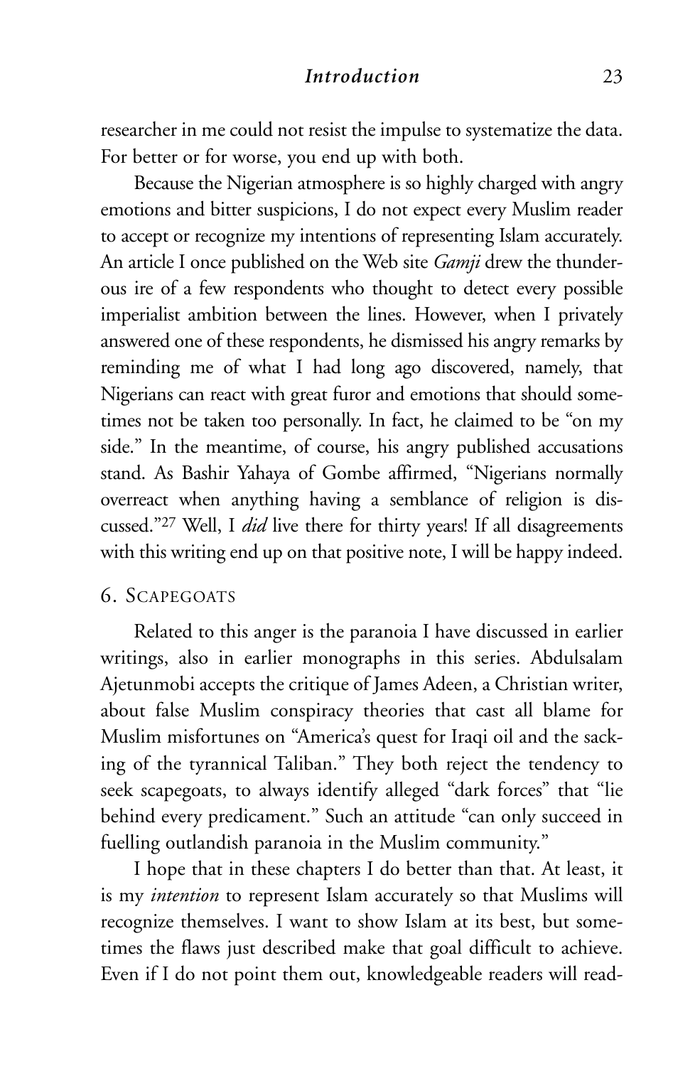researcher in me could not resist the impulse to systematize the data. For better or for worse, you end up with both.

Because the Nigerian atmosphere is so highly charged with angry emotions and bitter suspicions, I do not expect every Muslim reader to accept or recognize my intentions of representing Islam accurately. An article I once published on the Web site *Gamji* drew the thunderous ire of a few respondents who thought to detect every possible imperialist ambition between the lines. However, when I privately answered one of these respondents, he dismissed his angry remarks by reminding me of what I had long ago discovered, namely, that Nigerians can react with great furor and emotions that should sometimes not be taken too personally. In fact, he claimed to be "on my side." In the meantime, of course, his angry published accusations stand. As Bashir Yahaya of Gombe affirmed, "Nigerians normally overreact when anything having a semblance of religion is discussed."[27] Well, I *did* live there for thirty years! If all disagreements with this writing end up on that positive note, I will be happy indeed.

## 6. Scapegoats

Related to this anger is the paranoia I have discussed in earlier writings, also in earlier monographs in this series. Abdulsalam Ajetunmobi accepts the critique of James Adeen, a Christian writer, about false Muslim conspiracy theories that cast all blame for Muslim misfortunes on "America's quest for Iraqi oil and the sacking of the tyrannical Taliban." They both reject the tendency to seek scapegoats, to always identify alleged "dark forces" that "lie behind every predicament." Such an attitude "can only succeed in fuelling outlandish paranoia in the Muslim community."

I hope that in these chapters I do better than that. At least, it is my *intention* to represent Islam accurately so that Muslims will recognize themselves. I want to show Islam at its best, but sometimes the flaws just described make that goal difficult to achieve. Even if I do not point them out, knowledgeable readers will read-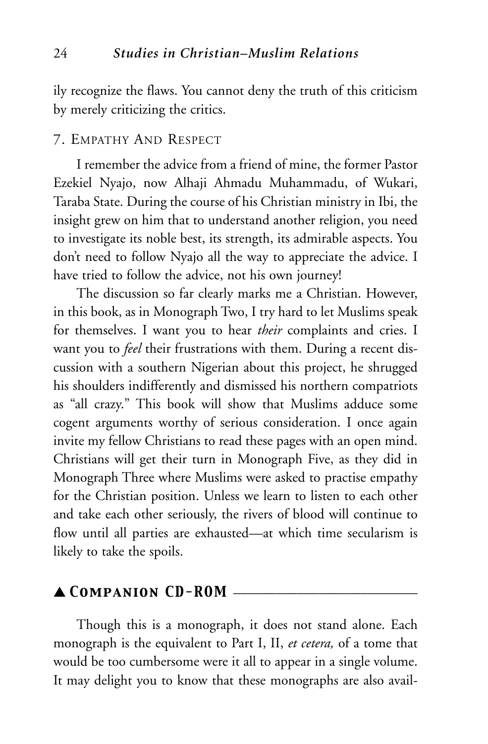ily recognize the flaws. You cannot deny the truth of this criticism by merely criticizing the critics.

### 7. Empathy And Respect

I remember the advice from a friend of mine, the former Pastor Ezekiel Nyajo, now Alhaji Ahmadu Muhammadu, of Wukari, Taraba State. During the course of his Christian ministry in Ibi, the insight grew on him that to understand another religion, you need to investigate its noble best, its strength, its admirable aspects. You don't need to follow Nyajo all the way to appreciate the advice. I have tried to follow the advice, not his own journey!

The discussion so far clearly marks me a Christian. However, in this book, as in Monograph Two, I try hard to let Muslims speak for themselves. I want you to hear *their* complaints and cries. I want you to *feel* their frustrations with them. During a recent discussion with a southern Nigerian about this project, he shrugged his shoulders indifferently and dismissed his northern compatriots as "all crazy." This book will show that Muslims adduce some cogent arguments worthy of serious consideration. I once again invite my fellow Christians to read these pages with an open mind. Christians will get their turn in Monograph Five, as they did in Monograph Three where Muslims were asked to practise empathy for the Christian position. Unless we learn to listen to each other and take each other seriously, the rivers of blood will continue to flow until all parties are exhausted—at which time secularism is likely to take the spoils.

## ▲ Companion CD-ROM

Though this is a monograph, it does not stand alone. Each monograph is the equivalent to Part I, II, *et cetera,* of a tome that would be too cumbersome were it all to appear in a single volume. It may delight you to know that these monographs are also avail-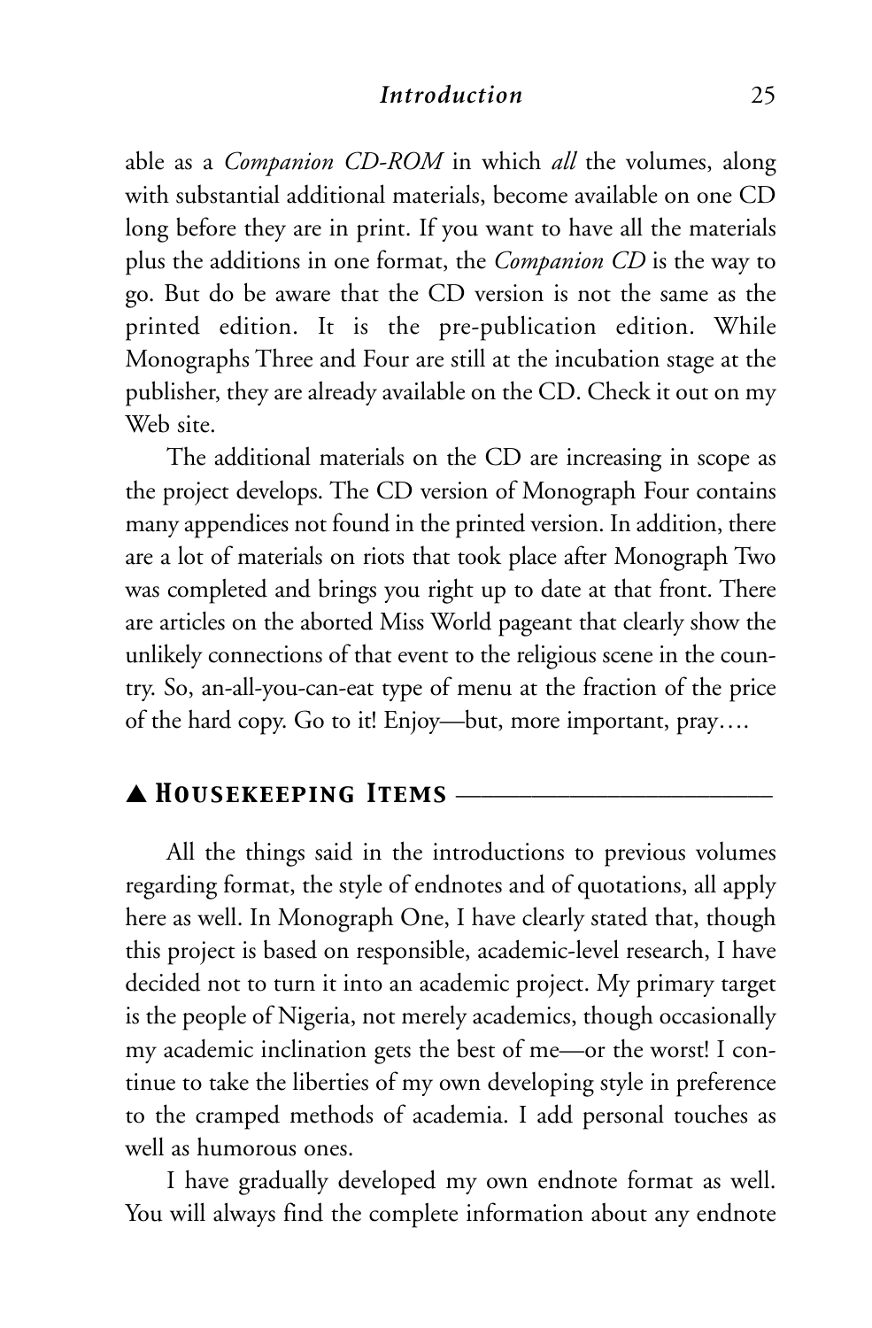able as a *Companion CD-ROM* in which *all* the volumes, along with substantial additional materials, become available on one CD long before they are in print. If you want to have all the materials plus the additions in one format, the *Companion CD* is the way to go. But do be aware that the CD version is not the same as the printed edition. It is the pre-publication edition. While Monographs Three and Four are still at the incubation stage at the publisher, they are already available on the CD. Check it out on my Web site.

The additional materials on the CD are increasing in scope as the project develops. The CD version of Monograph Four contains many appendices not found in the printed version. In addition, there are a lot of materials on riots that took place after Monograph Two was completed and brings you right up to date at that front. There are articles on the aborted Miss World pageant that clearly show the unlikely connections of that event to the religious scene in the country. So, an-all-you-can-eat type of menu at the fraction of the price of the hard copy. Go to it! Enjoy—but, more important, pray….

## ▲ Housekeeping Items

All the things said in the introductions to previous volumes regarding format, the style of endnotes and of quotations, all apply here as well. In Monograph One, I have clearly stated that, though this project is based on responsible, academic-level research, I have decided not to turn it into an academic project. My primary target is the people of Nigeria, not merely academics, though occasionally my academic inclination gets the best of me—or the worst! I continue to take the liberties of my own developing style in preference to the cramped methods of academia. I add personal touches as well as humorous ones.

I have gradually developed my own endnote format as well. You will always find the complete information about any endnote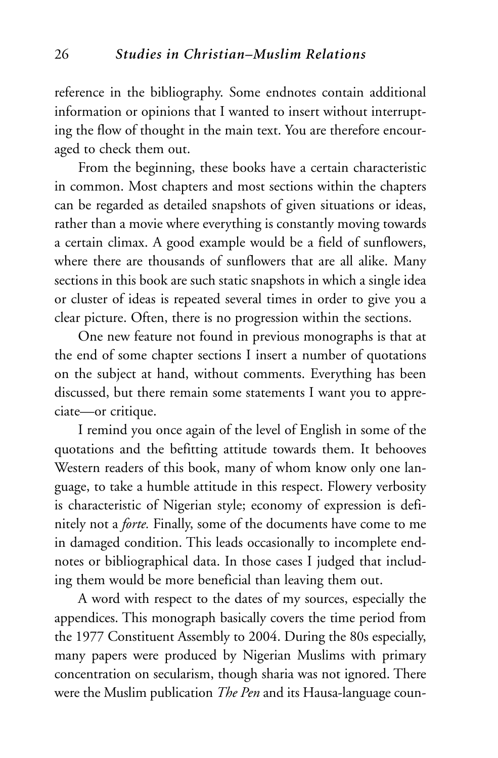reference in the bibliography. Some endnotes contain additional information or opinions that I wanted to insert without interrupting the flow of thought in the main text. You are therefore encouraged to check them out.

From the beginning, these books have a certain characteristic in common. Most chapters and most sections within the chapters can be regarded as detailed snapshots of given situations or ideas, rather than a movie where everything is constantly moving towards a certain climax. A good example would be a field of sunflowers, where there are thousands of sunflowers that are all alike. Many sections in this book are such static snapshots in which a single idea or cluster of ideas is repeated several times in order to give you a clear picture. Often, there is no progression within the sections.

One new feature not found in previous monographs is that at the end of some chapter sections I insert a number of quotations on the subject at hand, without comments. Everything has been discussed, but there remain some statements I want you to appreciate—or critique.

I remind you once again of the level of English in some of the quotations and the befitting attitude towards them. It behooves Western readers of this book, many of whom know only one language, to take a humble attitude in this respect. Flowery verbosity is characteristic of Nigerian style; economy of expression is definitely not a *forte.* Finally, some of the documents have come to me in damaged condition. This leads occasionally to incomplete endnotes or bibliographical data. In those cases I judged that including them would be more beneficial than leaving them out.

A word with respect to the dates of my sources, especially the appendices. This monograph basically covers the time period from the 1977 Constituent Assembly to 2004. During the 80s especially, many papers were produced by Nigerian Muslims with primary concentration on secularism, though sharia was not ignored. There were the Muslim publication *The Pen* and its Hausa-language coun-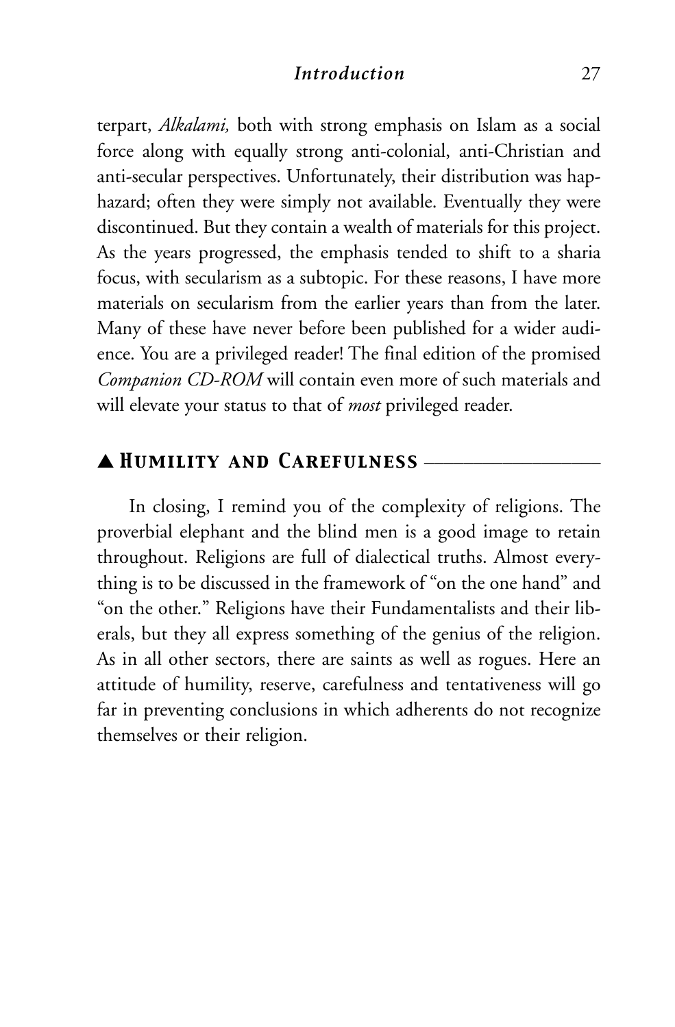terpart, *Alkalami,* both with strong emphasis on Islam as a social force along with equally strong anti-colonial, anti-Christian and anti-secular perspectives. Unfortunately, their distribution was haphazard; often they were simply not available. Eventually they were discontinued. But they contain a wealth of materials for this project. As the years progressed, the emphasis tended to shift to a sharia focus, with secularism as a subtopic. For these reasons, I have more materials on secularism from the earlier years than from the later. Many of these have never before been published for a wider audience. You are a privileged reader! The final edition of the promised *Companion CD-ROM* will contain even more of such materials and will elevate your status to that of *most* privileged reader.

## ▲ Humility and Carefulness

In closing, I remind you of the complexity of religions. The proverbial elephant and the blind men is a good image to retain throughout. Religions are full of dialectical truths. Almost everything is to be discussed in the framework of "on the one hand" and "on the other." Religions have their Fundamentalists and their liberals, but they all express something of the genius of the religion. As in all other sectors, there are saints as well as rogues. Here an attitude of humility, reserve, carefulness and tentativeness will go far in preventing conclusions in which adherents do not recognize themselves or their religion.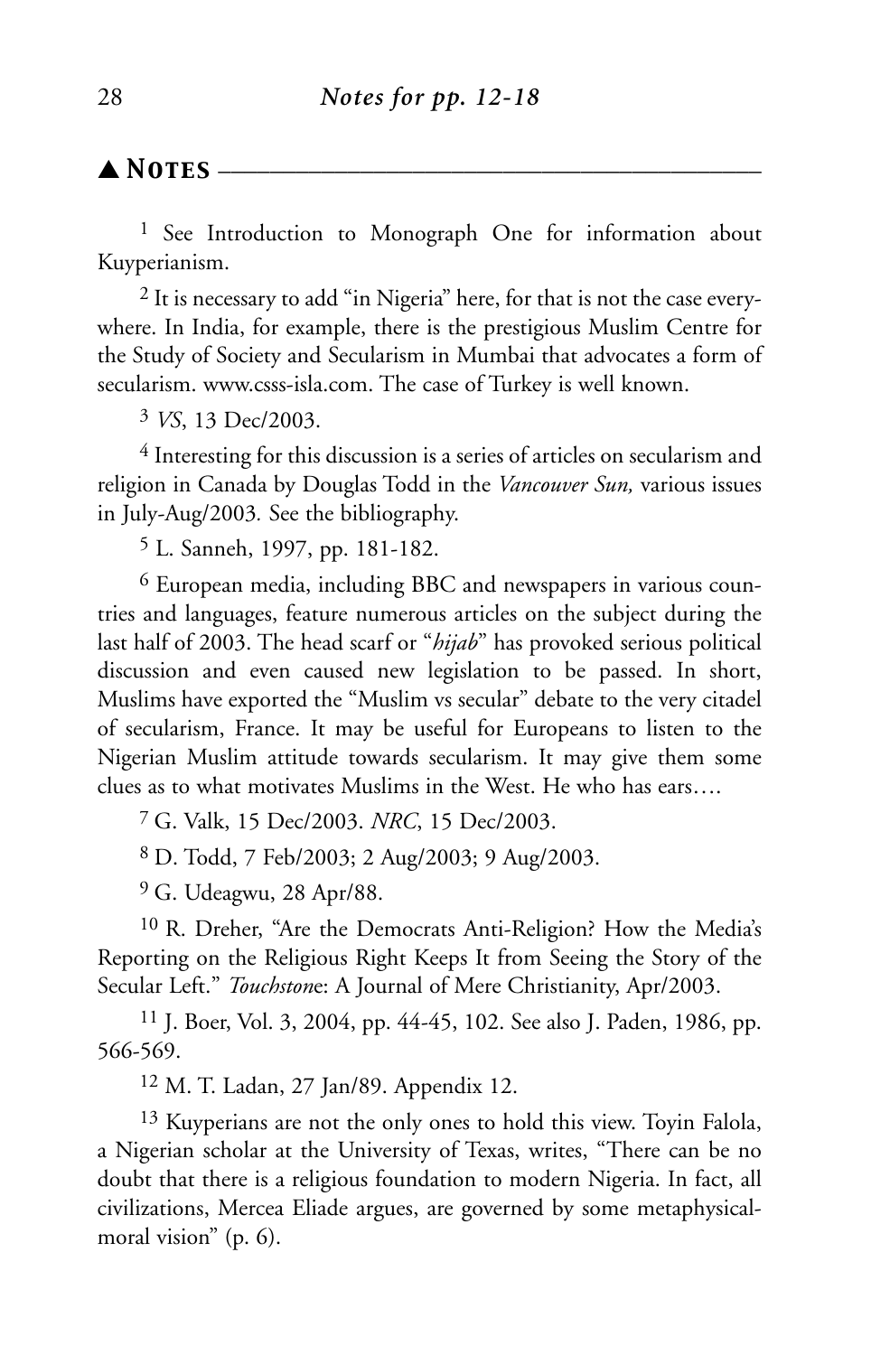## ▲ Notes

[1] See Introduction to Monograph One for information about Kuyperianism.

[2] It is necessary to add "in Nigeria" here, for that is not the case everywhere. In India, for example, there is the prestigious Muslim Centre for the Study of Society and Secularism in Mumbai that advocates a form of secularism. www.csss-isla.com. The case of Turkey is well known.

[3] *VS*, 13 Dec/2003.

[4] Interesting for this discussion is a series of articles on secularism and religion in Canada by Douglas Todd in the *Vancouver Sun,* various issues in July-Aug/2003. See the bibliography.

[5] L. Sanneh, 1997, pp. 181-182.

[6] European media, including BBC and newspapers in various countries and languages, feature numerous articles on the subject during the last half of 2003. The head scarf or "*hijab*" has provoked serious political discussion and even caused new legislation to be passed. In short, Muslims have exported the "Muslim vs secular" debate to the very citadel of secularism, France. It may be useful for Europeans to listen to the Nigerian Muslim attitude towards secularism. It may give them some clues as to what motivates Muslims in the West. He who has ears….

[7] G. Valk, 15 Dec/2003. *NRC*, 15 Dec/2003.

[8] D. Todd, 7 Feb/2003; 2 Aug/2003; 9 Aug/2003.

[9] G. Udeagwu, 28 Apr/88.

[10] R. Dreher, "Are the Democrats Anti-Religion? How the Media's Reporting on the Religious Right Keeps It from Seeing the Story of the Secular Left." *Touchstone*: A Journal of Mere Christianity, Apr/2003.

[11] J. Boer, Vol. 3, 2004, pp. 44-45, 102. See also J. Paden, 1986, pp. 566-569.

[12] M. T. Ladan, 27 Jan/89. Appendix 12.

[13] Kuyperians are not the only ones to hold this view. Toyin Falola, a Nigerian scholar at the University of Texas, writes, "There can be no doubt that there is a religious foundation to modern Nigeria. In fact, all civilizations, Mercea Eliade argues, are governed by some metaphysical-moral vision" (p. 6).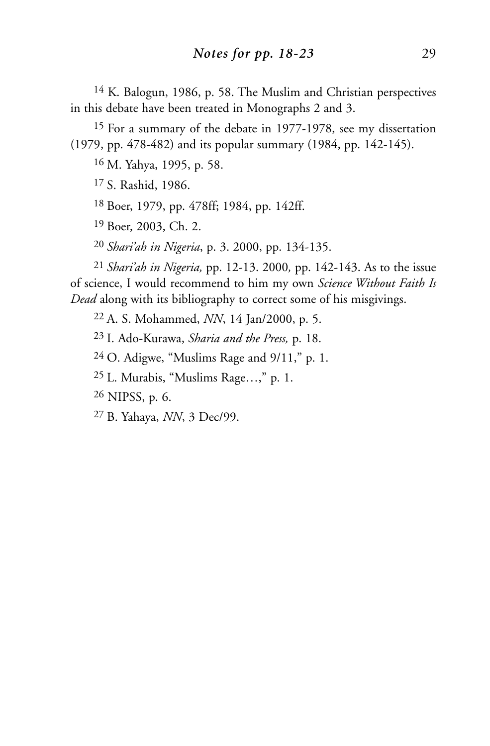[14] K. Balogun, 1986, p. 58. The Muslim and Christian perspectives in this debate have been treated in Monographs 2 and 3.

[15] For a summary of the debate in 1977-1978, see my dissertation (1979, pp. 478-482) and its popular summary (1984, pp. 142-145).

[16] M. Yahya, 1995, p. 58.

[17] S. Rashid, 1986.

[18] Boer, 1979, pp. 478ff; 1984, pp. 142ff.

[19] Boer, 2003, Ch. 2.

[20] *Shari'ah in Nigeria*, p. 3. 2000, pp. 134-135.

[21] *Shari'ah in Nigeria,* pp. 12-13. 2000*,* pp. 142-143. As to the issue of science, I would recommend to him my own *Science Without Faith Is Dead* along with its bibliography to correct some of his misgivings.

[22] A. S. Mohammed, *NN*, 14 Jan/2000, p. 5.

[23] I. Ado-Kurawa, *Sharia and the Press,* p. 18.

[24] O. Adigwe, "Muslims Rage and 9/11," p. 1.

[25] L. Murabis, "Muslims Rage…," p. 1.

[26] NIPSS, p. 6.

[27] B. Yahaya, *NN*, 3 Dec/99.